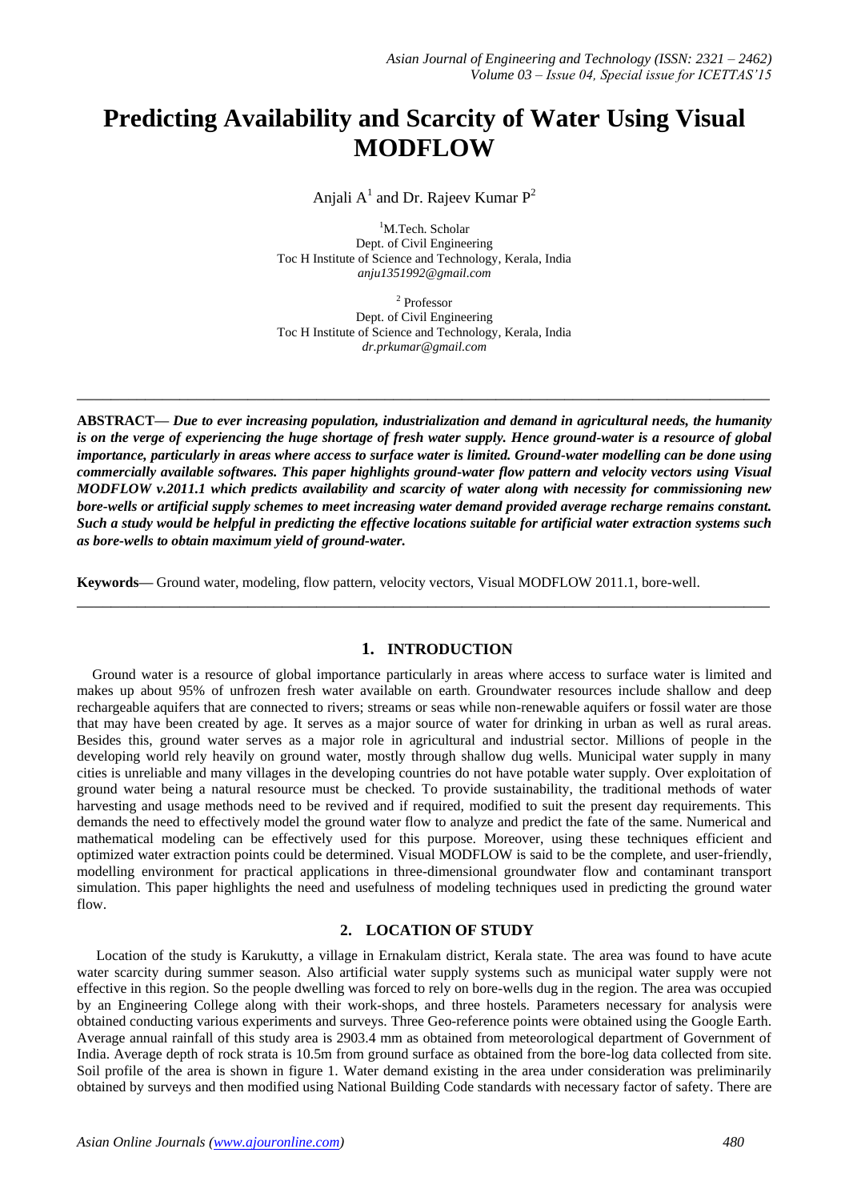# Predicting Availability and Scarcity of Water Using Visual MODFLOW

Anjali A[1] and Dr. Rajeev Kumar P[2]

[1]M.Tech. Scholar
Dept. of Civil Engineering
Toc H Institute of Science and Technology, Kerala, India
*anju1351992@gmail.com*

[2] Professor
Dept. of Civil Engineering
Toc H Institute of Science and Technology, Kerala, India
*dr.prkumar@gmail.com*

---

**ABSTRACT—** ***Due to ever increasing population, industrialization and demand in agricultural needs, the humanity is on the verge of experiencing the huge shortage of fresh water supply. Hence ground-water is a resource of global importance, particularly in areas where access to surface water is limited. Ground-water modelling can be done using commercially available softwares. This paper highlights ground-water flow pattern and velocity vectors using Visual MODFLOW v.2011.1 which predicts availability and scarcity of water along with necessity for commissioning new bore-wells or artificial supply schemes to meet increasing water demand provided average recharge remains constant. Such a study would be helpful in predicting the effective locations suitable for artificial water extraction systems such as bore-wells to obtain maximum yield of ground-water.***

**Keywords—** Ground water, modeling, flow pattern, velocity vectors, Visual MODFLOW 2011.1, bore-well.

---

## 1. INTRODUCTION

Ground water is a resource of global importance particularly in areas where access to surface water is limited and makes up about 95% of unfrozen fresh water available on earth. Groundwater resources include shallow and deep rechargeable aquifers that are connected to rivers; streams or seas while non-renewable aquifers or fossil water are those that may have been created by age. It serves as a major source of water for drinking in urban as well as rural areas. Besides this, ground water serves as a major role in agricultural and industrial sector. Millions of people in the developing world rely heavily on ground water, mostly through shallow dug wells. Municipal water supply in many cities is unreliable and many villages in the developing countries do not have potable water supply. Over exploitation of ground water being a natural resource must be checked. To provide sustainability, the traditional methods of water harvesting and usage methods need to be revived and if required, modified to suit the present day requirements. This demands the need to effectively model the ground water flow to analyze and predict the fate of the same. Numerical and mathematical modeling can be effectively used for this purpose. Moreover, using these techniques efficient and optimized water extraction points could be determined. Visual MODFLOW is said to be the complete, and user-friendly, modelling environment for practical applications in three-dimensional groundwater flow and contaminant transport simulation. This paper highlights the need and usefulness of modeling techniques used in predicting the ground water flow.

## 2. LOCATION OF STUDY

Location of the study is Karukutty, a village in Ernakulam district, Kerala state. The area was found to have acute water scarcity during summer season. Also artificial water supply systems such as municipal water supply were not effective in this region. So the people dwelling was forced to rely on bore-wells dug in the region. The area was occupied by an Engineering College along with their work-shops, and three hostels. Parameters necessary for analysis were obtained conducting various experiments and surveys. Three Geo-reference points were obtained using the Google Earth. Average annual rainfall of this study area is 2903.4 mm as obtained from meteorological department of Government of India. Average depth of rock strata is 10.5m from ground surface as obtained from the bore-log data collected from site. Soil profile of the area is shown in figure 1. Water demand existing in the area under consideration was preliminarily obtained by surveys and then modified using National Building Code standards with necessary factor of safety. There are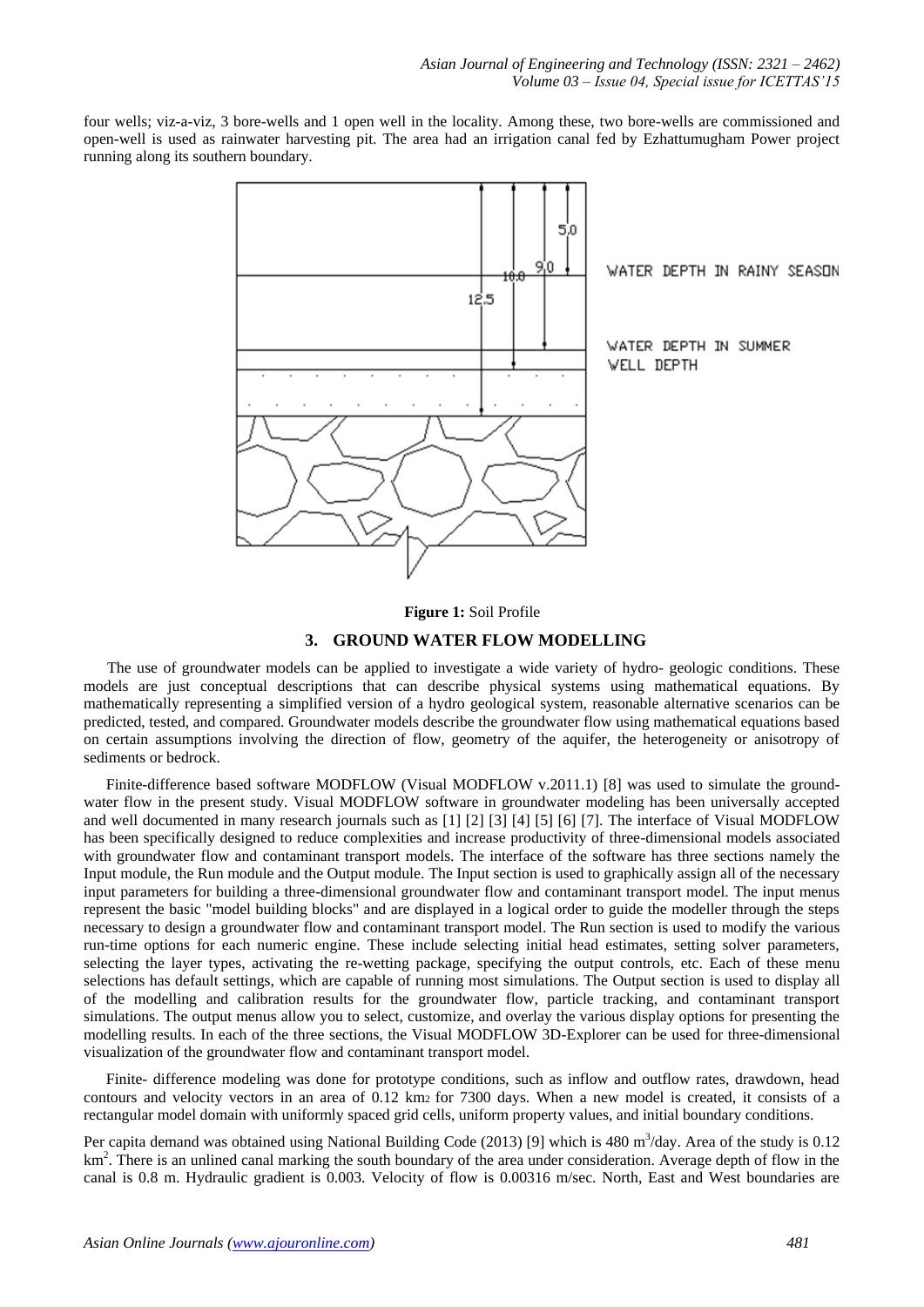four wells; viz-a-viz, 3 bore-wells and 1 open well in the locality. Among these, two bore-wells are commissioned and open-well is used as rainwater harvesting pit. The area had an irrigation canal fed by Ezhattumugham Power project running along its southern boundary.

**Figure 1:** Soil Profile

## 3. GROUND WATER FLOW MODELLING

The use of groundwater models can be applied to investigate a wide variety of hydro- geologic conditions. These models are just conceptual descriptions that can describe physical systems using mathematical equations. By mathematically representing a simplified version of a hydro geological system, reasonable alternative scenarios can be predicted, tested, and compared. Groundwater models describe the groundwater flow using mathematical equations based on certain assumptions involving the direction of flow, geometry of the aquifer, the heterogeneity or anisotropy of sediments or bedrock.

Finite-difference based software MODFLOW (Visual MODFLOW v.2011.1) [8] was used to simulate the ground-water flow in the present study. Visual MODFLOW software in groundwater modeling has been universally accepted and well documented in many research journals such as [1] [2] [3] [4] [5] [6] [7]. The interface of Visual MODFLOW has been specifically designed to reduce complexities and increase productivity of three-dimensional models associated with groundwater flow and contaminant transport models. The interface of the software has three sections namely the Input module, the Run module and the Output module. The Input section is used to graphically assign all of the necessary input parameters for building a three-dimensional groundwater flow and contaminant transport model. The input menus represent the basic "model building blocks" and are displayed in a logical order to guide the modeller through the steps necessary to design a groundwater flow and contaminant transport model. The Run section is used to modify the various run-time options for each numeric engine. These include selecting initial head estimates, setting solver parameters, selecting the layer types, activating the re-wetting package, specifying the output controls, etc. Each of these menu selections has default settings, which are capable of running most simulations. The Output section is used to display all of the modelling and calibration results for the groundwater flow, particle tracking, and contaminant transport simulations. The output menus allow you to select, customize, and overlay the various display options for presenting the modelling results. In each of the three sections, the Visual MODFLOW 3D-Explorer can be used for three-dimensional visualization of the groundwater flow and contaminant transport model.

Finite- difference modeling was done for prototype conditions, such as inflow and outflow rates, drawdown, head contours and velocity vectors in an area of 0.12 $km_2$ for 7300 days. When a new model is created, it consists of a rectangular model domain with uniformly spaced grid cells, uniform property values, and initial boundary conditions.

Per capita demand was obtained using National Building Code (2013) [9] which is 480 $m^3$/day. Area of the study is 0.12 $km^2$. There is an unlined canal marking the south boundary of the area under consideration. Average depth of flow in the canal is 0.8 m. Hydraulic gradient is 0.003. Velocity of flow is 0.00316 m/sec. North, East and West boundaries are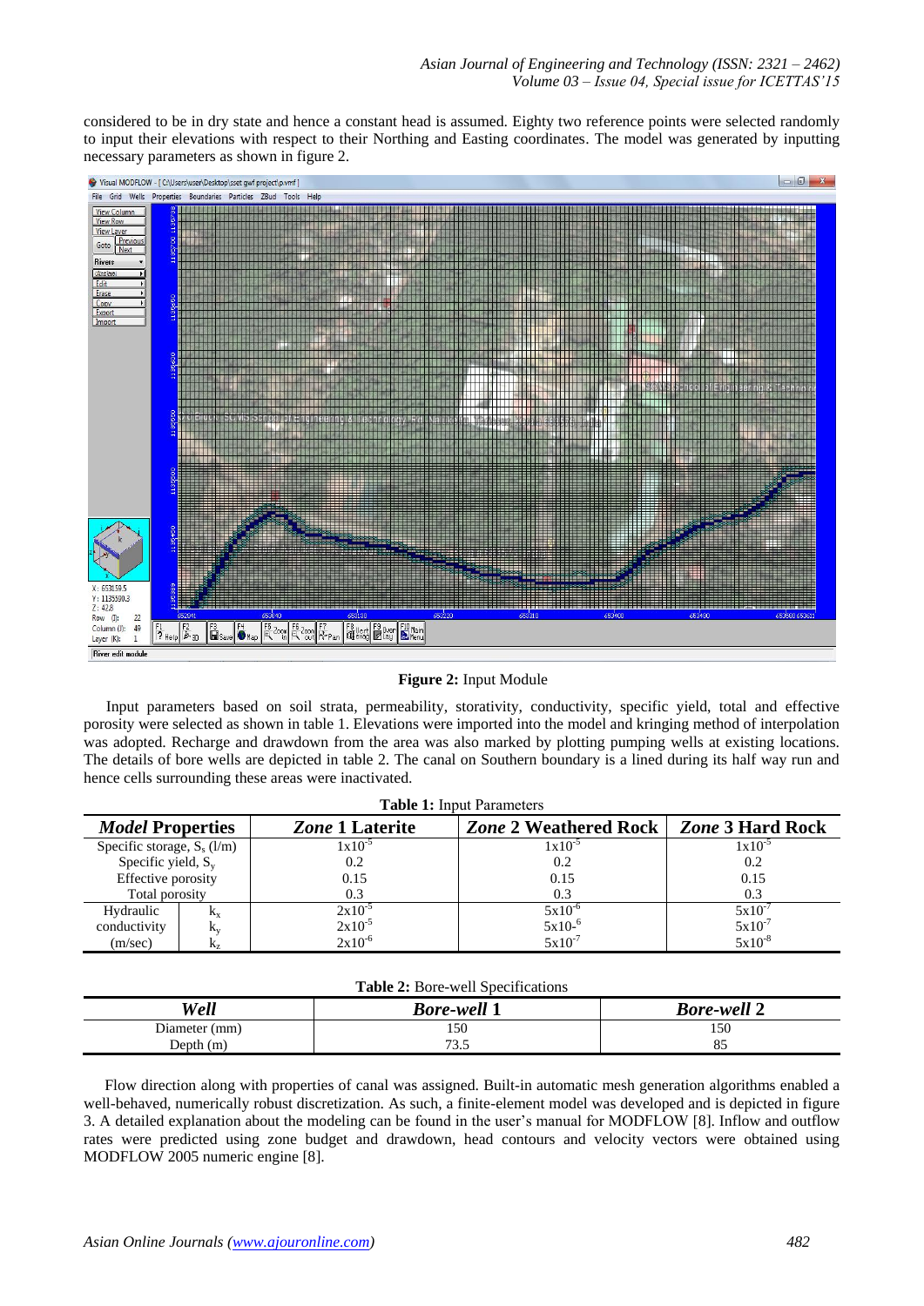considered to be in dry state and hence a constant head is assumed. Eighty two reference points were selected randomly to input their elevations with respect to their Northing and Easting coordinates. The model was generated by inputting necessary parameters as shown in figure 2.

**Figure 2:** Input Module

Input parameters based on soil strata, permeability, storativity, conductivity, specific yield, total and effective porosity were selected as shown in table 1. Elevations were imported into the model and kringing method of interpolation was adopted. Recharge and drawdown from the area was also marked by plotting pumping wells at existing locations. The details of bore wells are depicted in table 2. The canal on Southern boundary is a lined during its half way run and hence cells surrounding these areas were inactivated.

**Table 1:** Input Parameters

| ***Model* Properties** | | ***Zone* 1 Laterite** | ***Zone* 2 Weathered Rock** | ***Zone* 3 Hard Rock** |
|---|---|---|---|---|
| Specific storage, $S_s$ (l/m) | | $1 \times 10^{-5}$ | $1 \times 10^{-5}$ | $1 \times 10^{-5}$ |
| Specific yield, $S_y$ | | 0.2 | 0.2 | 0.2 |
| Effective porosity | | 0.15 | 0.15 | 0.15 |
| Total porosity | | 0.3 | 0.3 | 0.3 |
| Hydraulic | $k_x$ | $2 \times 10^{-5}$ | $5 \times 10^{-6}$ | $5 \times 10^{-7}$ |
| conductivity | $k_y$ | $2 \times 10^{-5}$ | 5x10-6 | $5 \times 10^{-7}$ |
| (m/sec) | $k_z$ | $2 \times 10^{-6}$ | $5 \times 10^{-7}$ | $5 \times 10^{-8}$ |

**Table 2:** Bore-well Specifications

| ***Well*** | ***Bore-well* 1** | ***Bore-well* 2** |
|---|---|---|
| Diameter (mm) | 150 | 150 |
| Depth (m) | 73.5 | 85 |

Flow direction along with properties of canal was assigned. Built-in automatic mesh generation algorithms enabled a well-behaved, numerically robust discretization. As such, a finite-element model was developed and is depicted in figure 3. A detailed explanation about the modeling can be found in the user's manual for MODFLOW [8]. Inflow and outflow rates were predicted using zone budget and drawdown, head contours and velocity vectors were obtained using MODFLOW 2005 numeric engine [8].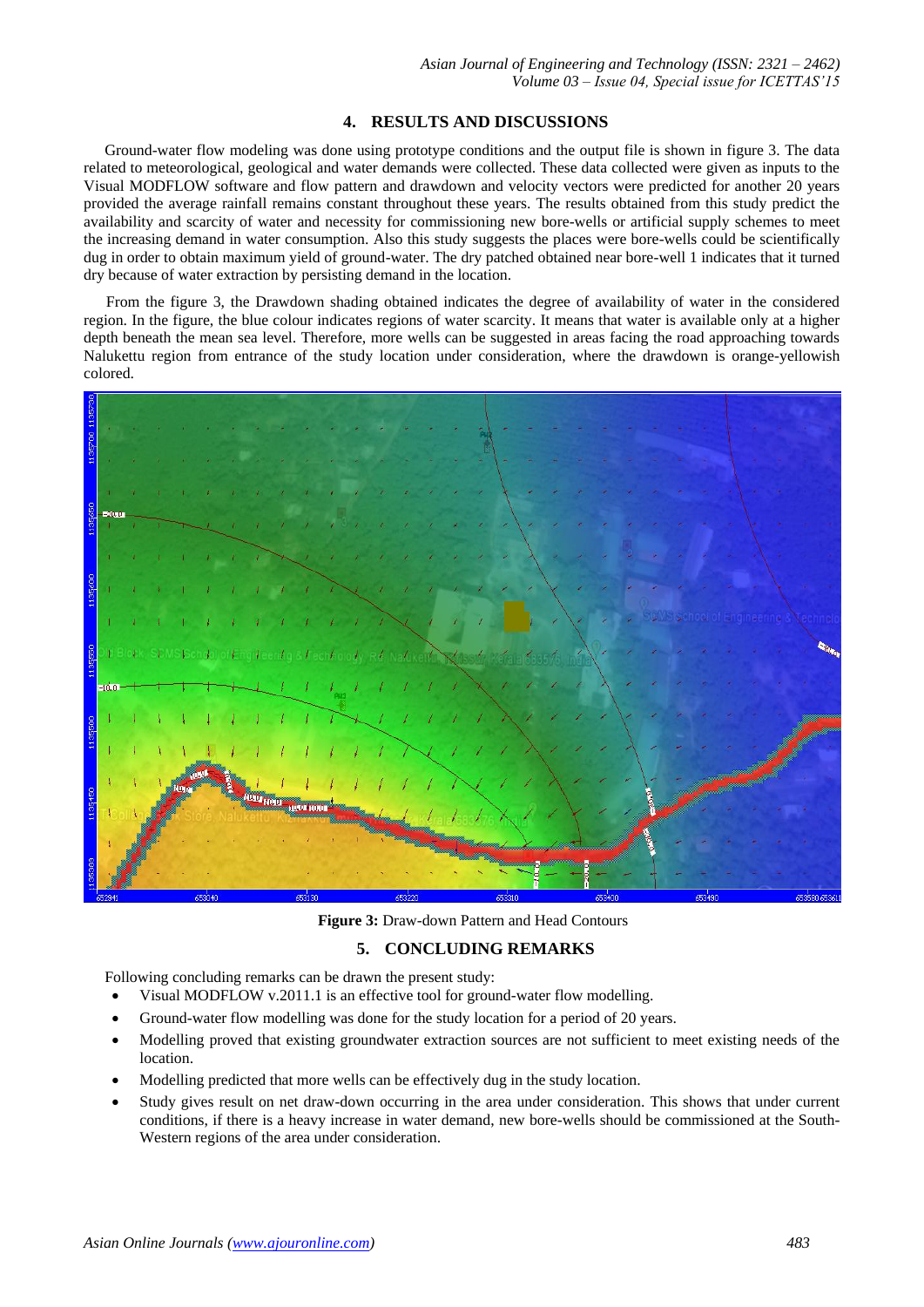## 4. RESULTS AND DISCUSSIONS

Ground-water flow modeling was done using prototype conditions and the output file is shown in figure 3. The data related to meteorological, geological and water demands were collected. These data collected were given as inputs to the Visual MODFLOW software and flow pattern and drawdown and velocity vectors were predicted for another 20 years provided the average rainfall remains constant throughout these years. The results obtained from this study predict the availability and scarcity of water and necessity for commissioning new bore-wells or artificial supply schemes to meet the increasing demand in water consumption. Also this study suggests the places were bore-wells could be scientifically dug in order to obtain maximum yield of ground-water. The dry patched obtained near bore-well 1 indicates that it turned dry because of water extraction by persisting demand in the location.

From the figure 3, the Drawdown shading obtained indicates the degree of availability of water in the considered region. In the figure, the blue colour indicates regions of water scarcity. It means that water is available only at a higher depth beneath the mean sea level. Therefore, more wells can be suggested in areas facing the road approaching towards Nalukettu region from entrance of the study location under consideration, where the drawdown is orange-yellowish colored.

**Figure 3:** Draw-down Pattern and Head Contours

## 5. CONCLUDING REMARKS

Following concluding remarks can be drawn the present study:

- Visual MODFLOW v.2011.1 is an effective tool for ground-water flow modelling.
- Ground-water flow modelling was done for the study location for a period of 20 years.
- Modelling proved that existing groundwater extraction sources are not sufficient to meet existing needs of the location.
- Modelling predicted that more wells can be effectively dug in the study location.
- Study gives result on net draw-down occurring in the area under consideration. This shows that under current conditions, if there is a heavy increase in water demand, new bore-wells should be commissioned at the South-Western regions of the area under consideration.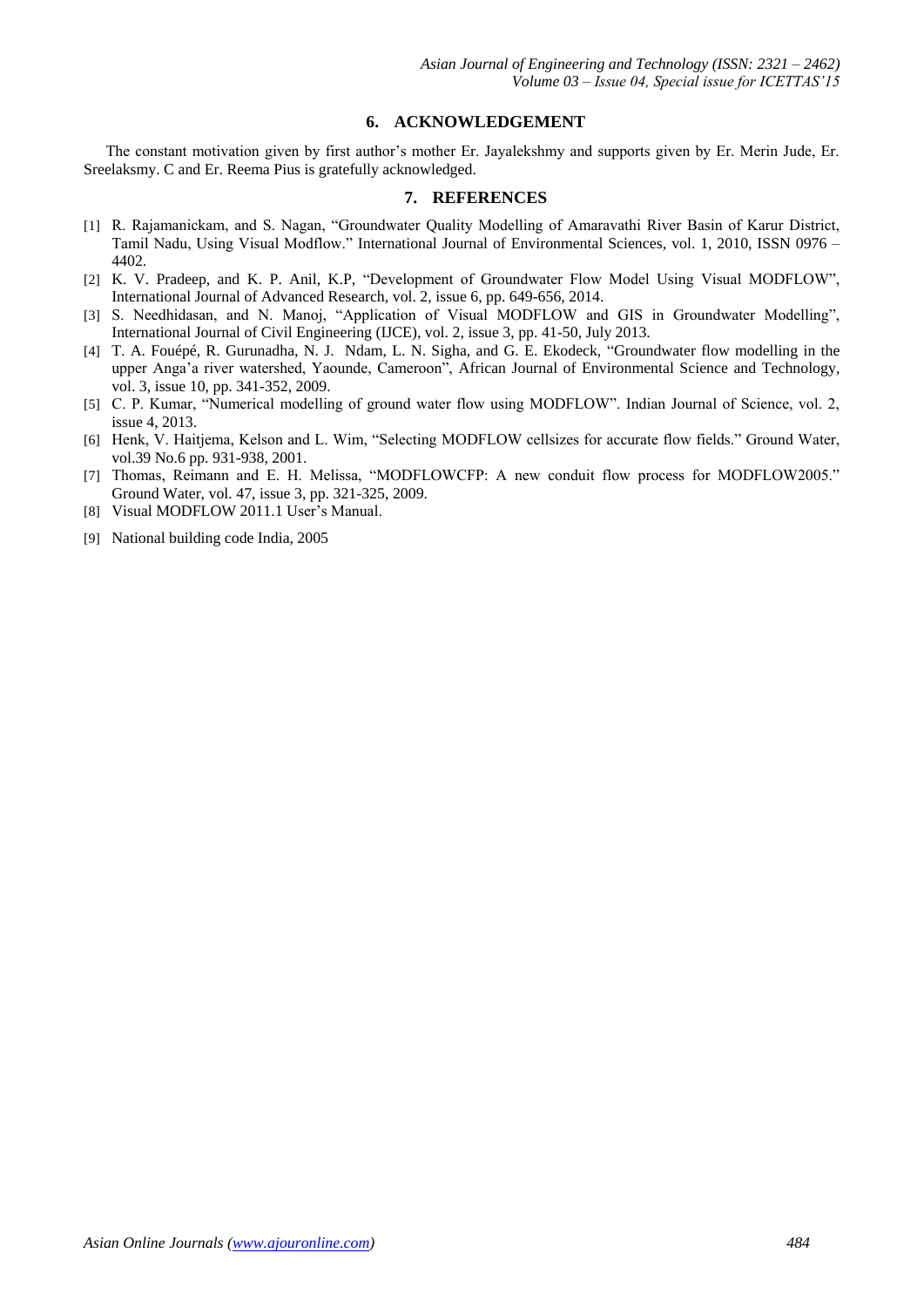## 6. ACKNOWLEDGEMENT

The constant motivation given by first author's mother Er. Jayalekshmy and supports given by Er. Merin Jude, Er. Sreelaksmy. C and Er. Reema Pius is gratefully acknowledged.

## 7. REFERENCES

[1] R. Rajamanickam, and S. Nagan, "Groundwater Quality Modelling of Amaravathi River Basin of Karur District, Tamil Nadu, Using Visual Modflow." International Journal of Environmental Sciences, vol. 1, 2010, ISSN 0976 – 4402.

[2] K. V. Pradeep, and K. P. Anil, K.P, "Development of Groundwater Flow Model Using Visual MODFLOW", International Journal of Advanced Research, vol. 2, issue 6, pp. 649-656, 2014.

[3] S. Needhidasan, and N. Manoj, "Application of Visual MODFLOW and GIS in Groundwater Modelling", International Journal of Civil Engineering (IJCE), vol. 2, issue 3, pp. 41-50, July 2013.

[4] T. A. Fouépé, R. Gurunadha, N. J. Ndam, L. N. Sigha, and G. E. Ekodeck, "Groundwater flow modelling in the upper Anga'a river watershed, Yaounde, Cameroon", African Journal of Environmental Science and Technology, vol. 3, issue 10, pp. 341-352, 2009.

[5] C. P. Kumar, "Numerical modelling of ground water flow using MODFLOW". Indian Journal of Science, vol. 2, issue 4, 2013.

[6] Henk, V. Haitjema, Kelson and L. Wim, "Selecting MODFLOW cellsizes for accurate flow fields." Ground Water, vol.39 No.6 pp. 931-938, 2001.

[7] Thomas, Reimann and E. H. Melissa, "MODFLOWCFP: A new conduit flow process for MODFLOW2005." Ground Water, vol. 47, issue 3, pp. 321-325, 2009.

[8] Visual MODFLOW 2011.1 User's Manual.

[9] National building code India, 2005